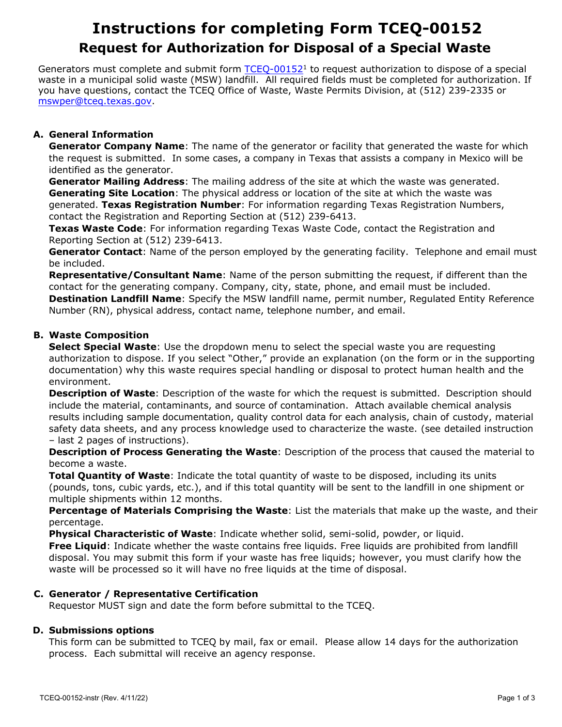# Instructions for completing Form TCEQ-00152

## Request for Authorization for Disposal of a Special Waste

Generators must complete and submit form TCEQ-00152[1] to request authorization to dispose of a special waste in a municipal solid waste (MSW) landfill. All required fields must be completed for authorization. If you have questions, contact the TCEQ Office of Waste, Waste Permits Division, at (512) 239-2335 or mswper@tceq.texas.gov.

### A. General Information

**Generator Company Name**: The name of the generator or facility that generated the waste for which the request is submitted. In some cases, a company in Texas that assists a company in Mexico will be identified as the generator.

**Generator Mailing Address**: The mailing address of the site at which the waste was generated.

**Generating Site Location**: The physical address or location of the site at which the waste was generated. **Texas Registration Number**: For information regarding Texas Registration Numbers, contact the Registration and Reporting Section at (512) 239-6413.

**Texas Waste Code**: For information regarding Texas Waste Code, contact the Registration and Reporting Section at (512) 239-6413.

**Generator Contact**: Name of the person employed by the generating facility. Telephone and email must be included.

**Representative/Consultant Name**: Name of the person submitting the request, if different than the contact for the generating company. Company, city, state, phone, and email must be included.

**Destination Landfill Name**: Specify the MSW landfill name, permit number, Regulated Entity Reference Number (RN), physical address, contact name, telephone number, and email.

### B. Waste Composition

**Select Special Waste**: Use the dropdown menu to select the special waste you are requesting authorization to dispose. If you select "Other," provide an explanation (on the form or in the supporting documentation) why this waste requires special handling or disposal to protect human health and the environment.

**Description of Waste**: Description of the waste for which the request is submitted. Description should include the material, contaminants, and source of contamination. Attach available chemical analysis results including sample documentation, quality control data for each analysis, chain of custody, material safety data sheets, and any process knowledge used to characterize the waste. (see detailed instruction – last 2 pages of instructions).

**Description of Process Generating the Waste**: Description of the process that caused the material to become a waste.

**Total Quantity of Waste**: Indicate the total quantity of waste to be disposed, including its units (pounds, tons, cubic yards, etc.), and if this total quantity will be sent to the landfill in one shipment or multiple shipments within 12 months.

**Percentage of Materials Comprising the Waste**: List the materials that make up the waste, and their percentage.

**Physical Characteristic of Waste**: Indicate whether solid, semi-solid, powder, or liquid.

**Free Liquid**: Indicate whether the waste contains free liquids. Free liquids are prohibited from landfill disposal. You may submit this form if your waste has free liquids; however, you must clarify how the waste will be processed so it will have no free liquids at the time of disposal.

### C. Generator / Representative Certification

Requestor MUST sign and date the form before submittal to the TCEQ.

### D. Submissions options

This form can be submitted to TCEQ by mail, fax or email. Please allow 14 days for the authorization process. Each submittal will receive an agency response.

TCEQ-00152-instr (Rev. 4/11/22)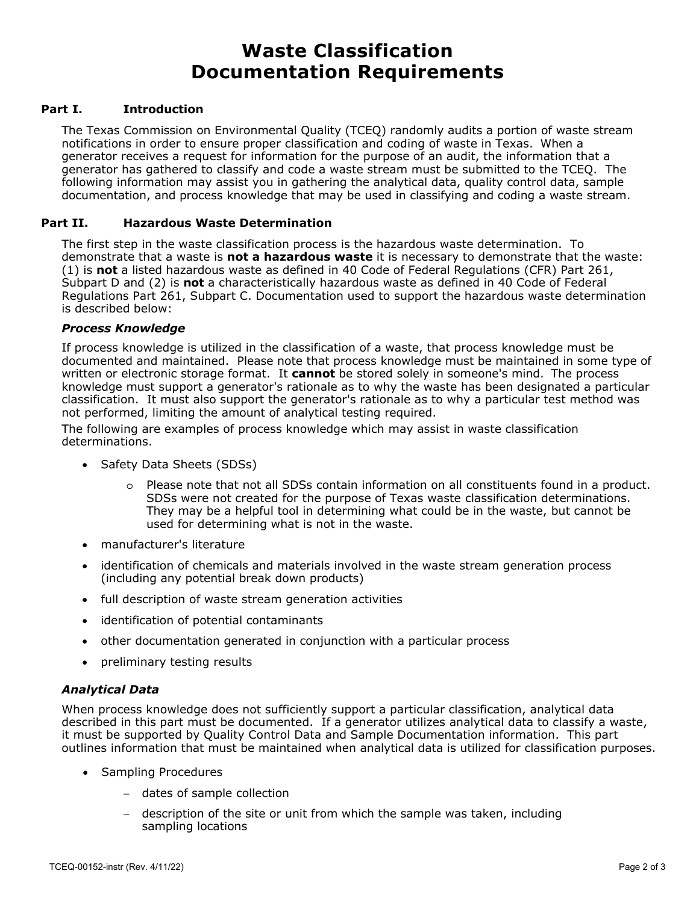# Waste Classification Documentation Requirements

## Part I. Introduction

The Texas Commission on Environmental Quality (TCEQ) randomly audits a portion of waste stream notifications in order to ensure proper classification and coding of waste in Texas. When a generator receives a request for information for the purpose of an audit, the information that a generator has gathered to classify and code a waste stream must be submitted to the TCEQ. The following information may assist you in gathering the analytical data, quality control data, sample documentation, and process knowledge that may be used in classifying and coding a waste stream.

## Part II. Hazardous Waste Determination

The first step in the waste classification process is the hazardous waste determination. To demonstrate that a waste is **not a hazardous waste** it is necessary to demonstrate that the waste: (1) is **not** a listed hazardous waste as defined in 40 Code of Federal Regulations (CFR) Part 261, Subpart D and (2) is **not** a characteristically hazardous waste as defined in 40 Code of Federal Regulations Part 261, Subpart C. Documentation used to support the hazardous waste determination is described below:

### *Process Knowledge*

If process knowledge is utilized in the classification of a waste, that process knowledge must be documented and maintained. Please note that process knowledge must be maintained in some type of written or electronic storage format. It **cannot** be stored solely in someone's mind. The process knowledge must support a generator's rationale as to why the waste has been designated a particular classification. It must also support the generator's rationale as to why a particular test method was not performed, limiting the amount of analytical testing required.

The following are examples of process knowledge which may assist in waste classification determinations.

- Safety Data Sheets (SDSs)
  - Please note that not all SDSs contain information on all constituents found in a product. SDSs were not created for the purpose of Texas waste classification determinations. They may be a helpful tool in determining what could be in the waste, but cannot be used for determining what is not in the waste.
- manufacturer's literature
- identification of chemicals and materials involved in the waste stream generation process (including any potential break down products)
- full description of waste stream generation activities
- identification of potential contaminants
- other documentation generated in conjunction with a particular process
- preliminary testing results

### *Analytical Data*

When process knowledge does not sufficiently support a particular classification, analytical data described in this part must be documented. If a generator utilizes analytical data to classify a waste, it must be supported by Quality Control Data and Sample Documentation information. This part outlines information that must be maintained when analytical data is utilized for classification purposes.

- Sampling Procedures
  - dates of sample collection
  - description of the site or unit from which the sample was taken, including sampling locations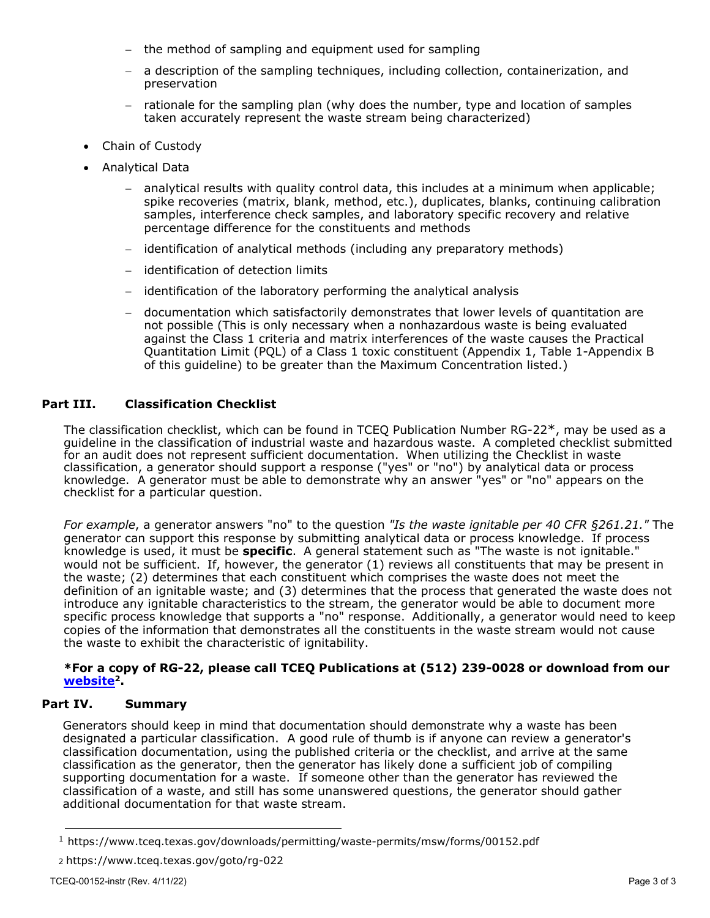- the method of sampling and equipment used for sampling
   - a description of the sampling techniques, including collection, containerization, and preservation
   - rationale for the sampling plan (why does the number, type and location of samples taken accurately represent the waste stream being characterized)

- Chain of Custody
- Analytical Data
   - analytical results with quality control data, this includes at a minimum when applicable; spike recoveries (matrix, blank, method, etc.), duplicates, blanks, continuing calibration samples, interference check samples, and laboratory specific recovery and relative percentage difference for the constituents and methods
   - identification of analytical methods (including any preparatory methods)
   - identification of detection limits
   - identification of the laboratory performing the analytical analysis
   - documentation which satisfactorily demonstrates that lower levels of quantitation are not possible (This is only necessary when a nonhazardous waste is being evaluated against the Class 1 criteria and matrix interferences of the waste causes the Practical Quantitation Limit (PQL) of a Class 1 toxic constituent (Appendix 1, Table 1-Appendix B of this guideline) to be greater than the Maximum Concentration listed.)

## Part III. Classification Checklist

The classification checklist, which can be found in TCEQ Publication Number RG-22*, may be used as a guideline in the classification of industrial waste and hazardous waste. A completed checklist submitted for an audit does not represent sufficient documentation. When utilizing the Checklist in waste classification, a generator should support a response ("yes" or "no") by analytical data or process knowledge. A generator must be able to demonstrate why an answer "yes" or "no" appears on the checklist for a particular question.

*For example*, a generator answers "no" to the question *"Is the waste ignitable per 40 CFR §261.21."* The generator can support this response by submitting analytical data or process knowledge. If process knowledge is used, it must be **specific**. A general statement such as "The waste is not ignitable." would not be sufficient. If, however, the generator (1) reviews all constituents that may be present in the waste; (2) determines that each constituent which comprises the waste does not meet the definition of an ignitable waste; and (3) determines that the process that generated the waste does not introduce any ignitable characteristics to the stream, the generator would be able to document more specific process knowledge that supports a "no" response. Additionally, a generator would need to keep copies of the information that demonstrates all the constituents in the waste stream would not cause the waste to exhibit the characteristic of ignitability.

**\*For a copy of RG-22, please call TCEQ Publications at (512) 239-0028 or download from our website[2].**

## Part IV. Summary

Generators should keep in mind that documentation should demonstrate why a waste has been designated a particular classification. A good rule of thumb is if anyone can review a generator's classification documentation, using the published criteria or the checklist, and arrive at the same classification as the generator, then the generator has likely done a sufficient job of compiling supporting documentation for a waste. If someone other than the generator has reviewed the classification of a waste, and still has some unanswered questions, the generator should gather additional documentation for that waste stream.

---

[1] https://www.tceq.texas.gov/downloads/permitting/waste-permits/msw/forms/00152.pdf

[2] https://www.tceq.texas.gov/goto/rg-022